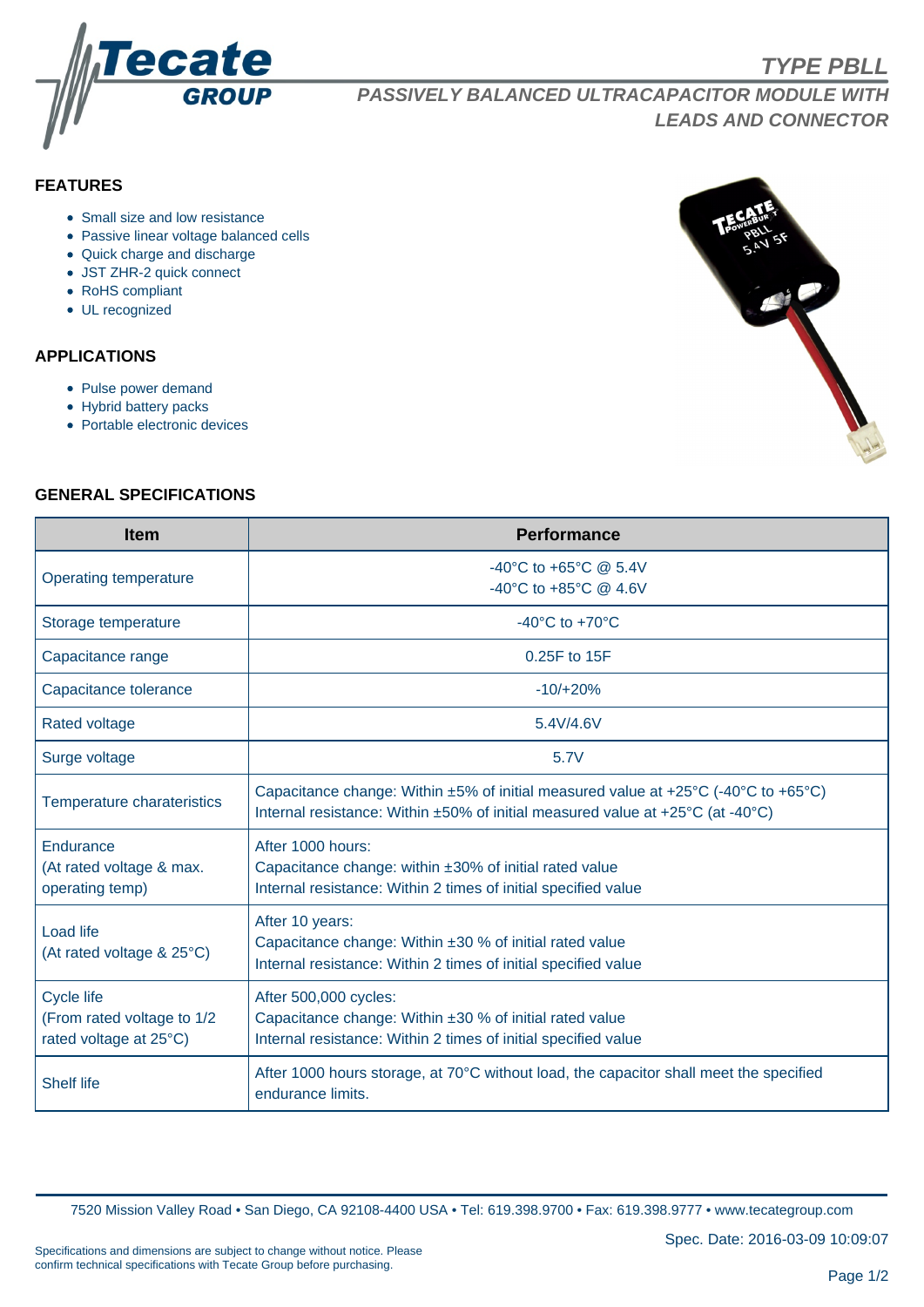# TYPE PBLL

## PASSIVELY BALANCED ULTRACAPACITOR MODULE WITH LEADS AND CONNECTOR

### FEATURES

- Small size and low resistance
- Passive linear voltage balanced cells
- Quick charge and discharge
- JST ZHR-2 quick connect
- RoHS compliant
- UL recognized

### APPLICATIONS

- Pulse power demand
- Hybrid battery packs
- Portable electronic devices

### GENERAL SPECIFICATIONS

| Item | Performance |
|---|---|
| Operating temperature | -40°C to +65°C @ 5.4V<br>-40°C to +85°C @ 4.6V |
| Storage temperature | -40°C to +70°C |
| Capacitance range | 0.25F to 15F |
| Capacitance tolerance | -10/+20% |
| Rated voltage | 5.4V/4.6V |
| Surge voltage | 5.7V |
| Temperature charateristics | Capacitance change: Within ±5% of initial measured value at +25°C (-40°C to +65°C)<br>Internal resistance: Within ±50% of initial measured value at +25°C (at -40°C) |
| Endurance (At rated voltage & max. operating temp) | After 1000 hours:<br>Capacitance change: within ±30% of initial rated value<br>Internal resistance: Within 2 times of initial specified value |
| Load life (At rated voltage & 25°C) | After 10 years:<br>Capacitance change: Within ±30 % of initial rated value<br>Internal resistance: Within 2 times of initial specified value |
| Cycle life (From rated voltage to 1/2 rated voltage at 25°C) | After 500,000 cycles:<br>Capacitance change: Within ±30 % of initial rated value<br>Internal resistance: Within 2 times of initial specified value |
| Shelf life | After 1000 hours storage, at 70°C without load, the capacitor shall meet the specified endurance limits. |

7520 Mission Valley Road • San Diego, CA 92108-4400 USA • Tel: 619.398.9700 • Fax: 619.398.9777 • www.tecategroup.com

Spec. Date: 2016-03-09 10:09:07

Specifications and dimensions are subject to change without notice. Please confirm technical specifications with Tecate Group before purchasing.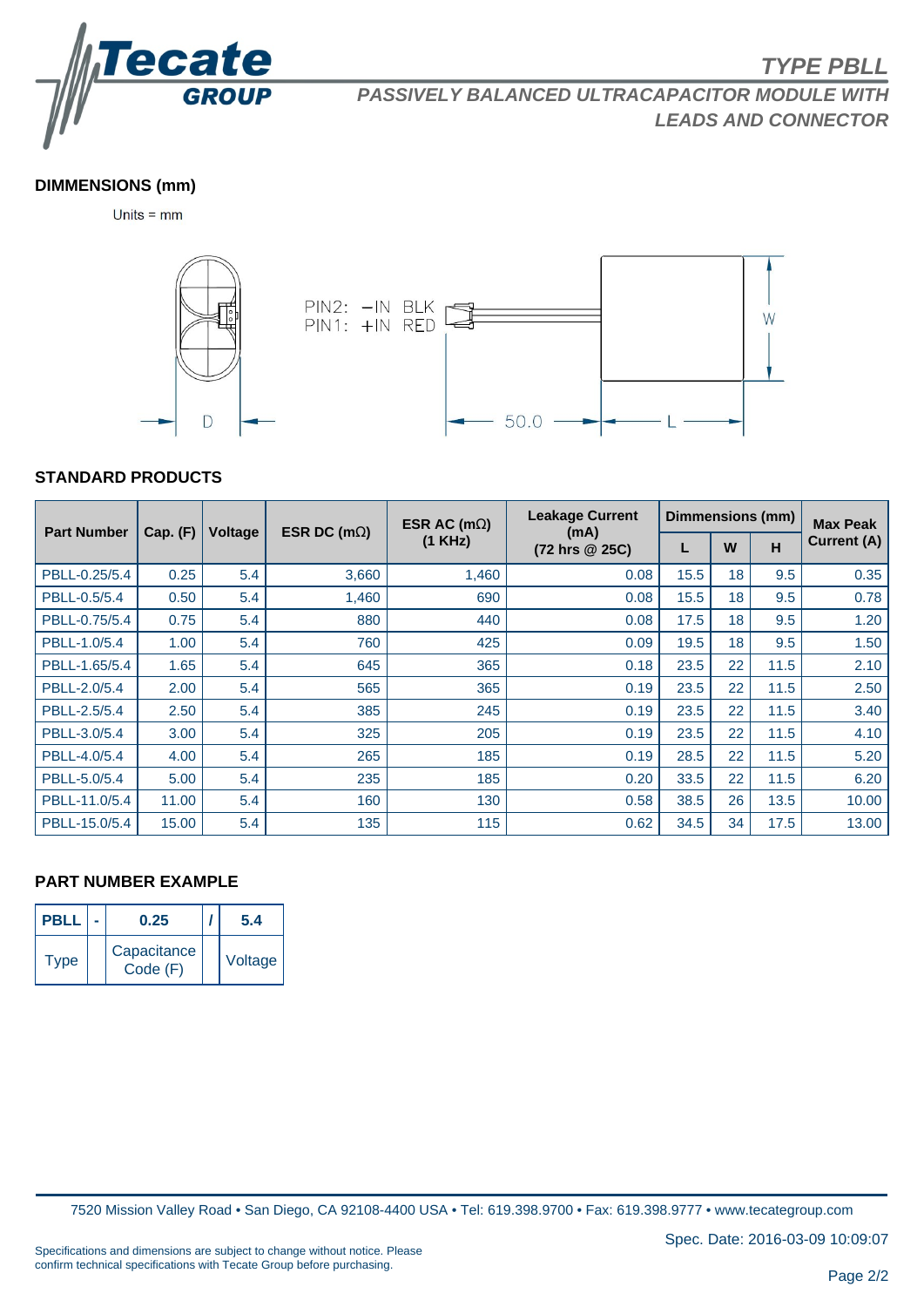# TYPE PBLL

## PASSIVELY BALANCED ULTRACAPACITOR MODULE WITH LEADS AND CONNECTOR

### DIMMENSIONS (mm)

Units = mm

PIN2: −IN BLK
PIN1: +IN RED

D

W

50.0

L

### STANDARD PRODUCTS

| Part Number | Cap. (F) | Voltage | ESR DC (mΩ) | ESR AC (mΩ) (1 KHz) | Leakage Current (mA) (72 hrs @ 25C) | Dimmensions (mm) | | | Max Peak Current (A) |
|---|---|---|---|---|---|---|---|---|---|
| | | | | | | L | W | H | |
| PBLL-0.25/5.4 | 0.25 | 5.4 | 3,660 | 1,460 | 0.08 | 15.5 | 18 | 9.5 | 0.35 |
| PBLL-0.5/5.4 | 0.50 | 5.4 | 1,460 | 690 | 0.08 | 15.5 | 18 | 9.5 | 0.78 |
| PBLL-0.75/5.4 | 0.75 | 5.4 | 880 | 440 | 0.08 | 17.5 | 18 | 9.5 | 1.20 |
| PBLL-1.0/5.4 | 1.00 | 5.4 | 760 | 425 | 0.09 | 19.5 | 18 | 9.5 | 1.50 |
| PBLL-1.65/5.4 | 1.65 | 5.4 | 645 | 365 | 0.18 | 23.5 | 22 | 11.5 | 2.10 |
| PBLL-2.0/5.4 | 2.00 | 5.4 | 565 | 365 | 0.19 | 23.5 | 22 | 11.5 | 2.50 |
| PBLL-2.5/5.4 | 2.50 | 5.4 | 385 | 245 | 0.19 | 23.5 | 22 | 11.5 | 3.40 |
| PBLL-3.0/5.4 | 3.00 | 5.4 | 325 | 205 | 0.19 | 23.5 | 22 | 11.5 | 4.10 |
| PBLL-4.0/5.4 | 4.00 | 5.4 | 265 | 185 | 0.19 | 28.5 | 22 | 11.5 | 5.20 |
| PBLL-5.0/5.4 | 5.00 | 5.4 | 235 | 185 | 0.20 | 33.5 | 22 | 11.5 | 6.20 |
| PBLL-11.0/5.4 | 11.00 | 5.4 | 160 | 130 | 0.58 | 38.5 | 26 | 13.5 | 10.00 |
| PBLL-15.0/5.4 | 15.00 | 5.4 | 135 | 115 | 0.62 | 34.5 | 34 | 17.5 | 13.00 |

### PART NUMBER EXAMPLE

| PBLL | - | 0.25 | / | 5.4 |
|---|---|---|---|---|
| Type | | Capacitance Code (F) | | Voltage |

7520 Mission Valley Road • San Diego, CA 92108-4400 USA • Tel: 619.398.9700 • Fax: 619.398.9777 • www.tecategroup.com

Spec. Date: 2016-03-09 10:09:07

Specifications and dimensions are subject to change without notice. Please confirm technical specifications with Tecate Group before purchasing.